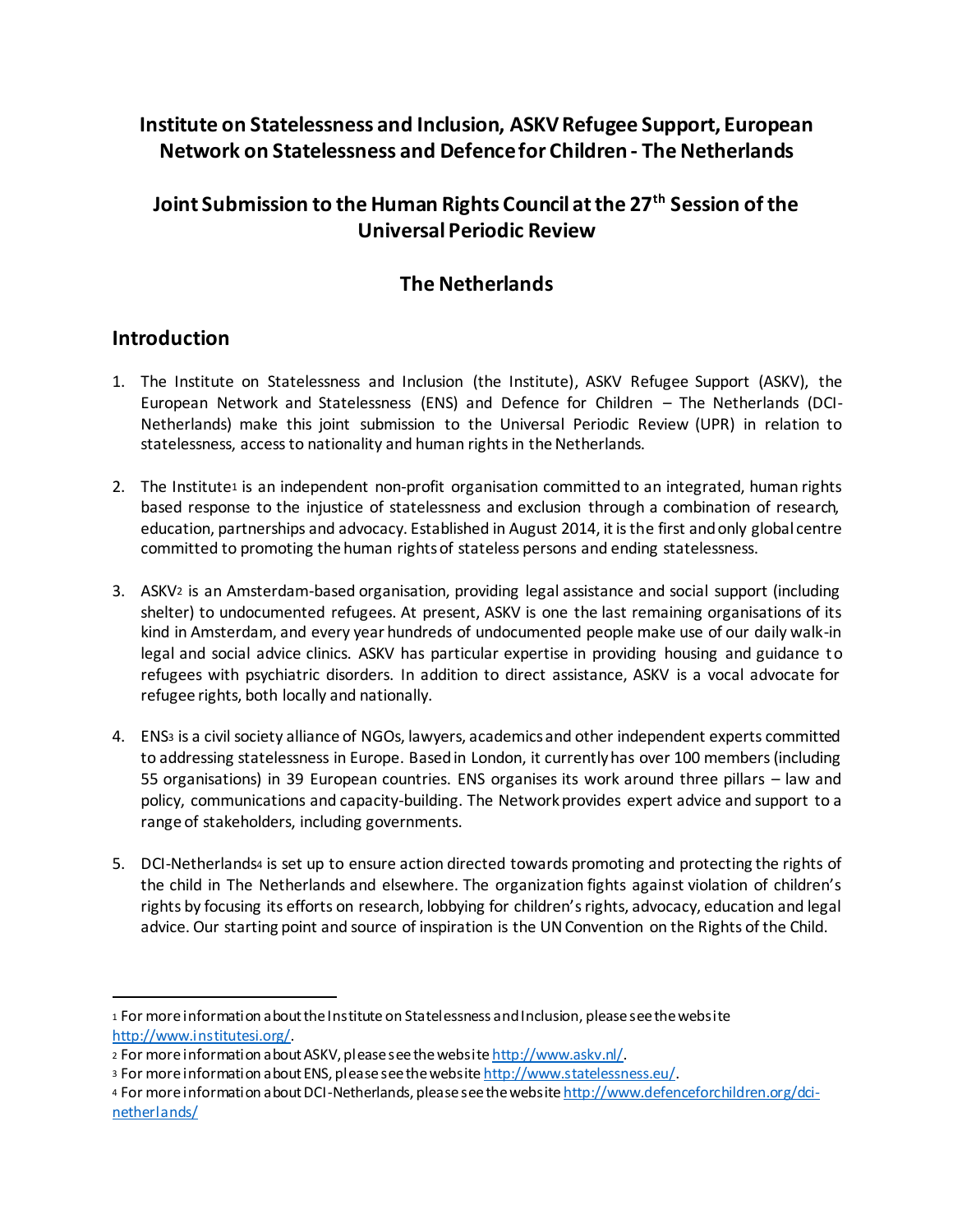# Institute on Statelessness and Inclusion, ASKV Refugee Support, European Network on Statelessness and Defence for Children - The Netherlands

# Joint Submission to the Human Rights Council at the 27th Session of the Universal Periodic Review

# The Netherlands

## Introduction

1. The Institute on Statelessness and Inclusion (the Institute), ASKV Refugee Support (ASKV), the European Network and Statelessness (ENS) and Defence for Children – The Netherlands (DCI-Netherlands) make this joint submission to the Universal Periodic Review (UPR) in relation to statelessness, access to nationality and human rights in the Netherlands.

2. The Institute[1] is an independent non-profit organisation committed to an integrated, human rights based response to the injustice of statelessness and exclusion through a combination of research, education, partnerships and advocacy. Established in August 2014, it is the first and only global centre committed to promoting the human rights of stateless persons and ending statelessness.

3. ASKV[2] is an Amsterdam-based organisation, providing legal assistance and social support (including shelter) to undocumented refugees. At present, ASKV is one the last remaining organisations of its kind in Amsterdam, and every year hundreds of undocumented people make use of our daily walk-in legal and social advice clinics. ASKV has particular expertise in providing housing and guidance to refugees with psychiatric disorders. In addition to direct assistance, ASKV is a vocal advocate for refugee rights, both locally and nationally.

4. ENS[3] is a civil society alliance of NGOs, lawyers, academics and other independent experts committed to addressing statelessness in Europe. Based in London, it currently has over 100 members (including 55 organisations) in 39 European countries. ENS organises its work around three pillars – law and policy, communications and capacity-building. The Network provides expert advice and support to a range of stakeholders, including governments.

5. DCI-Netherlands[4] is set up to ensure action directed towards promoting and protecting the rights of the child in The Netherlands and elsewhere. The organization fights against violation of children's rights by focusing its efforts on research, lobbying for children's rights, advocacy, education and legal advice. Our starting point and source of inspiration is the UN Convention on the Rights of the Child.

---

[1] For more information about the Institute on Statelessness and Inclusion, please see the website http://www.institutesi.org/.

[2] For more information about ASKV, please see the website http://www.askv.nl/.

[3] For more information about ENS, please see the website http://www.statelessness.eu/.

[4] For more information about DCI-Netherlands, please see the website http://www.defenceforchildren.org/dci-netherlands/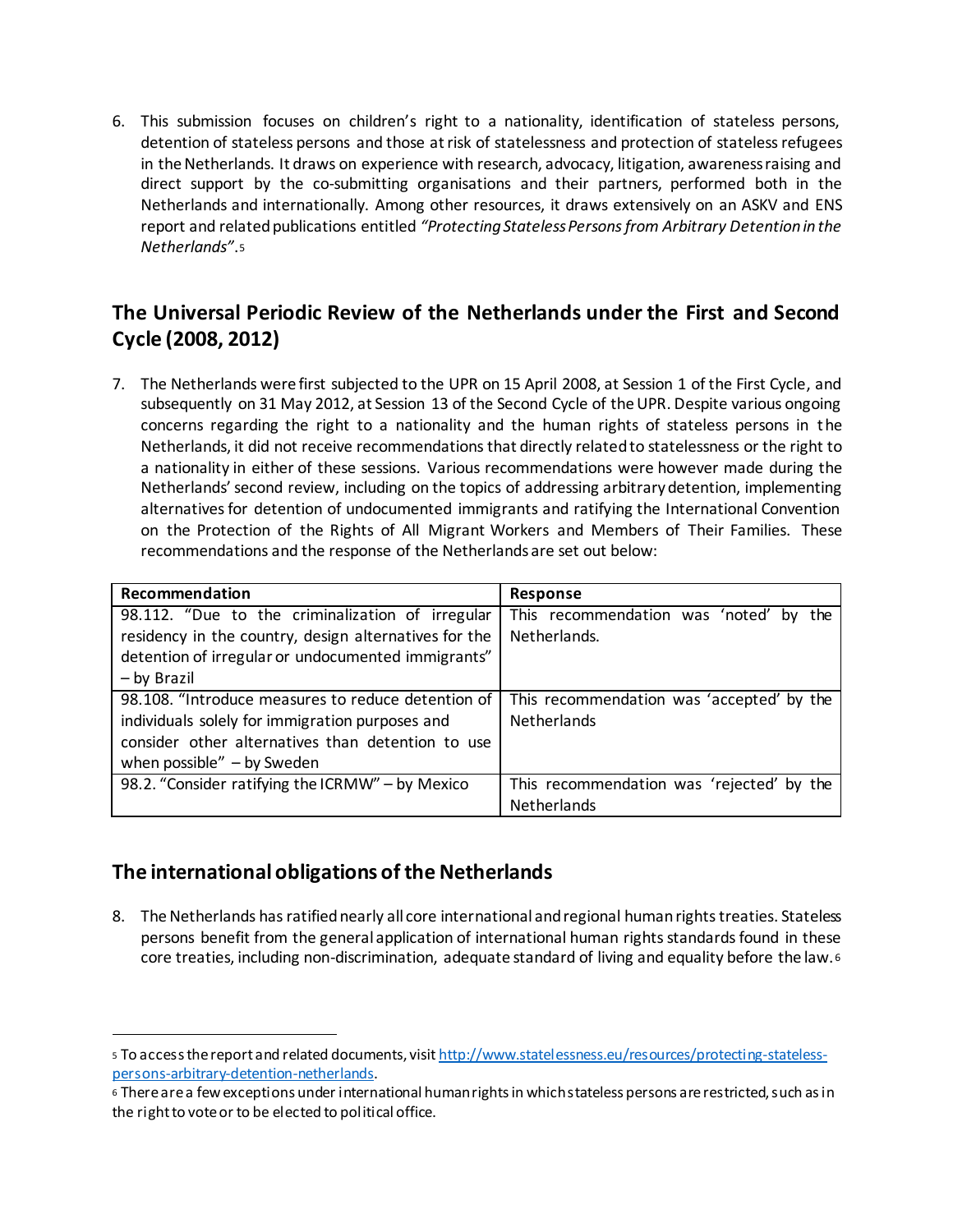6. This submission focuses on children's right to a nationality, identification of stateless persons, detention of stateless persons and those at risk of statelessness and protection of stateless refugees in the Netherlands. It draws on experience with research, advocacy, litigation, awareness raising and direct support by the co-submitting organisations and their partners, performed both in the Netherlands and internationally. Among other resources, it draws extensively on an ASKV and ENS report and related publications entitled *"Protecting Stateless Persons from Arbitrary Detention in the Netherlands"*.[5]

## The Universal Periodic Review of the Netherlands under the First and Second Cycle (2008, 2012)

7. The Netherlands were first subjected to the UPR on 15 April 2008, at Session 1 of the First Cycle, and subsequently on 31 May 2012, at Session 13 of the Second Cycle of the UPR. Despite various ongoing concerns regarding the right to a nationality and the human rights of stateless persons in the Netherlands, it did not receive recommendations that directly related to statelessness or the right to a nationality in either of these sessions. Various recommendations were however made during the Netherlands' second review, including on the topics of addressing arbitrary detention, implementing alternatives for detention of undocumented immigrants and ratifying the International Convention on the Protection of the Rights of All Migrant Workers and Members of Their Families. These recommendations and the response of the Netherlands are set out below:

| Recommendation | Response |
|---|---|
| 98.112. "Due to the criminalization of irregular residency in the country, design alternatives for the detention of irregular or undocumented immigrants" – by Brazil | This recommendation was 'noted' by the Netherlands. |
| 98.108. "Introduce measures to reduce detention of individuals solely for immigration purposes and consider other alternatives than detention to use when possible" – by Sweden | This recommendation was 'accepted' by the Netherlands |
| 98.2. "Consider ratifying the ICRMW" – by Mexico | This recommendation was 'rejected' by the Netherlands |

## The international obligations of the Netherlands

8. The Netherlands has ratified nearly all core international and regional human rights treaties. Stateless persons benefit from the general application of international human rights standards found in these core treaties, including non-discrimination, adequate standard of living and equality before the law.[6]

---

[5] To access the report and related documents, visit http://www.statelessness.eu/resources/protecting-stateless-persons-arbitrary-detention-netherlands.

[6] There are a few exceptions under international human rights in which stateless persons are restricted, such as in the right to vote or to be elected to political office.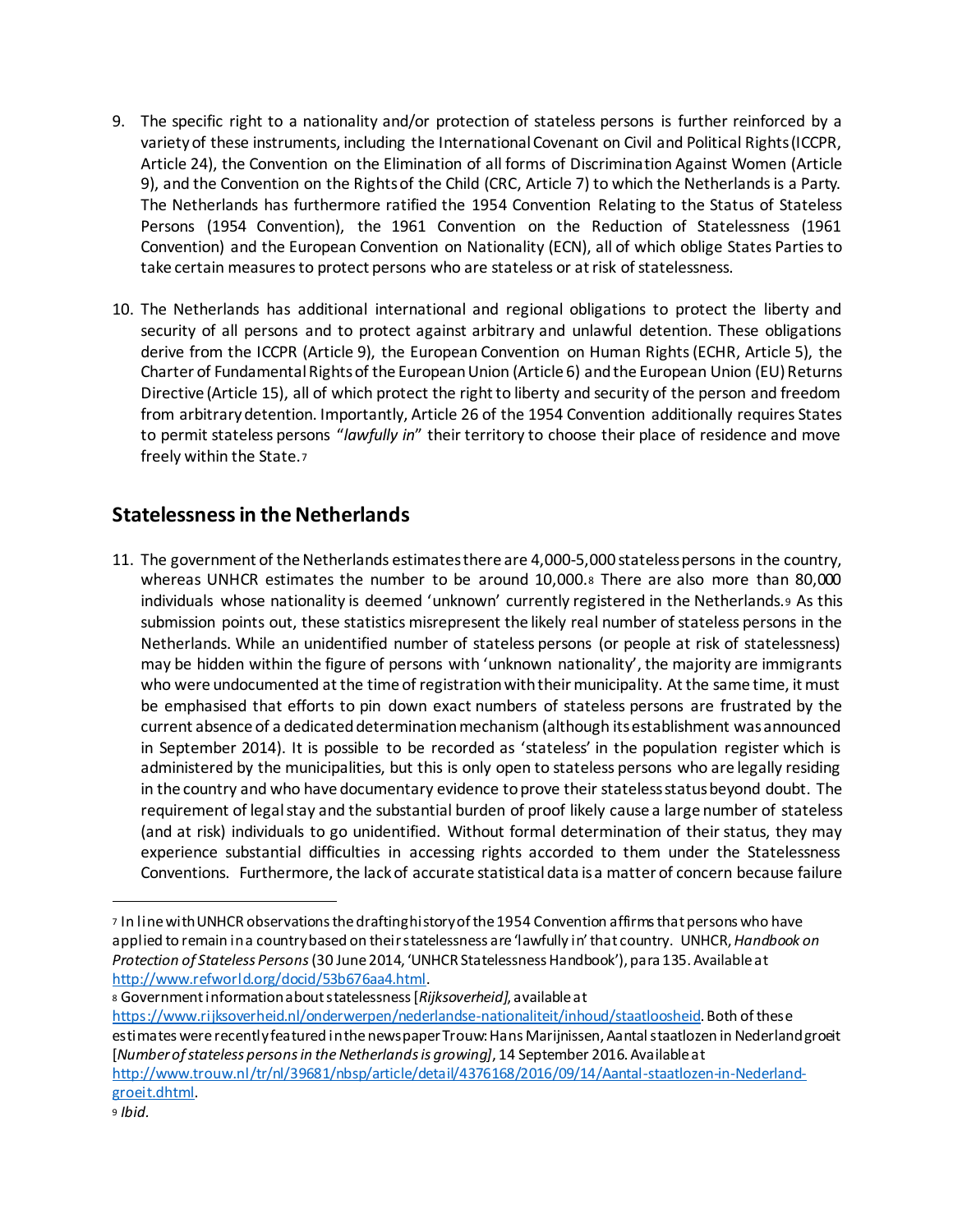9. The specific right to a nationality and/or protection of stateless persons is further reinforced by a variety of these instruments, including the International Covenant on Civil and Political Rights (ICCPR, Article 24), the Convention on the Elimination of all forms of Discrimination Against Women (Article 9), and the Convention on the Rights of the Child (CRC, Article 7) to which the Netherlands is a Party. The Netherlands has furthermore ratified the 1954 Convention Relating to the Status of Stateless Persons (1954 Convention), the 1961 Convention on the Reduction of Statelessness (1961 Convention) and the European Convention on Nationality (ECN), all of which oblige States Parties to take certain measures to protect persons who are stateless or at risk of statelessness.

10. The Netherlands has additional international and regional obligations to protect the liberty and security of all persons and to protect against arbitrary and unlawful detention. These obligations derive from the ICCPR (Article 9), the European Convention on Human Rights (ECHR, Article 5), the Charter of Fundamental Rights of the European Union (Article 6) and the European Union (EU) Returns Directive (Article 15), all of which protect the right to liberty and security of the person and freedom from arbitrary detention. Importantly, Article 26 of the 1954 Convention additionally requires States to permit stateless persons "*lawfully in*" their territory to choose their place of residence and move freely within the State.[7]

## Statelessness in the Netherlands

11. The government of the Netherlands estimates there are 4,000-5,000 stateless persons in the country, whereas UNHCR estimates the number to be around 10,000.[8] There are also more than 80,000 individuals whose nationality is deemed 'unknown' currently registered in the Netherlands.[9] As this submission points out, these statistics misrepresent the likely real number of stateless persons in the Netherlands. While an unidentified number of stateless persons (or people at risk of statelessness) may be hidden within the figure of persons with 'unknown nationality', the majority are immigrants who were undocumented at the time of registration with their municipality. At the same time, it must be emphasised that efforts to pin down exact numbers of stateless persons are frustrated by the current absence of a dedicated determination mechanism (although its establishment was announced in September 2014). It is possible to be recorded as 'stateless' in the population register which is administered by the municipalities, but this is only open to stateless persons who are legally residing in the country and who have documentary evidence to prove their stateless status beyond doubt. The requirement of legal stay and the substantial burden of proof likely cause a large number of stateless (and at risk) individuals to go unidentified. Without formal determination of their status, they may experience substantial difficulties in accessing rights accorded to them under the Statelessness Conventions. Furthermore, the lack of accurate statistical data is a matter of concern because failure

---

[7] In line with UNHCR observations the drafting history of the 1954 Convention affirms that persons who have applied to remain in a country based on their statelessness are 'lawfully in' that country. UNHCR, *Handbook on Protection of Stateless Persons* (30 June 2014, 'UNHCR Statelessness Handbook'), para 135. Available at http://www.refworld.org/docid/53b676aa4.html.

[8] Government information about statelessness [*Rijksoverheid]*, available at https://www.rijksoverheid.nl/onderwerpen/nederlandse-nationaliteit/inhoud/staatloosheid. Both of these estimates were recently featured in the newspaper Trouw: Hans Marijnissen, Aantal staatlozen in Nederland groeit [*Number of stateless persons in the Netherlands is growing]*, 14 September 2016. Available at http://www.trouw.nl/tr/nl/39681/nbsp/article/detail/4376168/2016/09/14/Aantal-staatlozen-in-Nederland-groeit.dhtml.

[9] *Ibid*.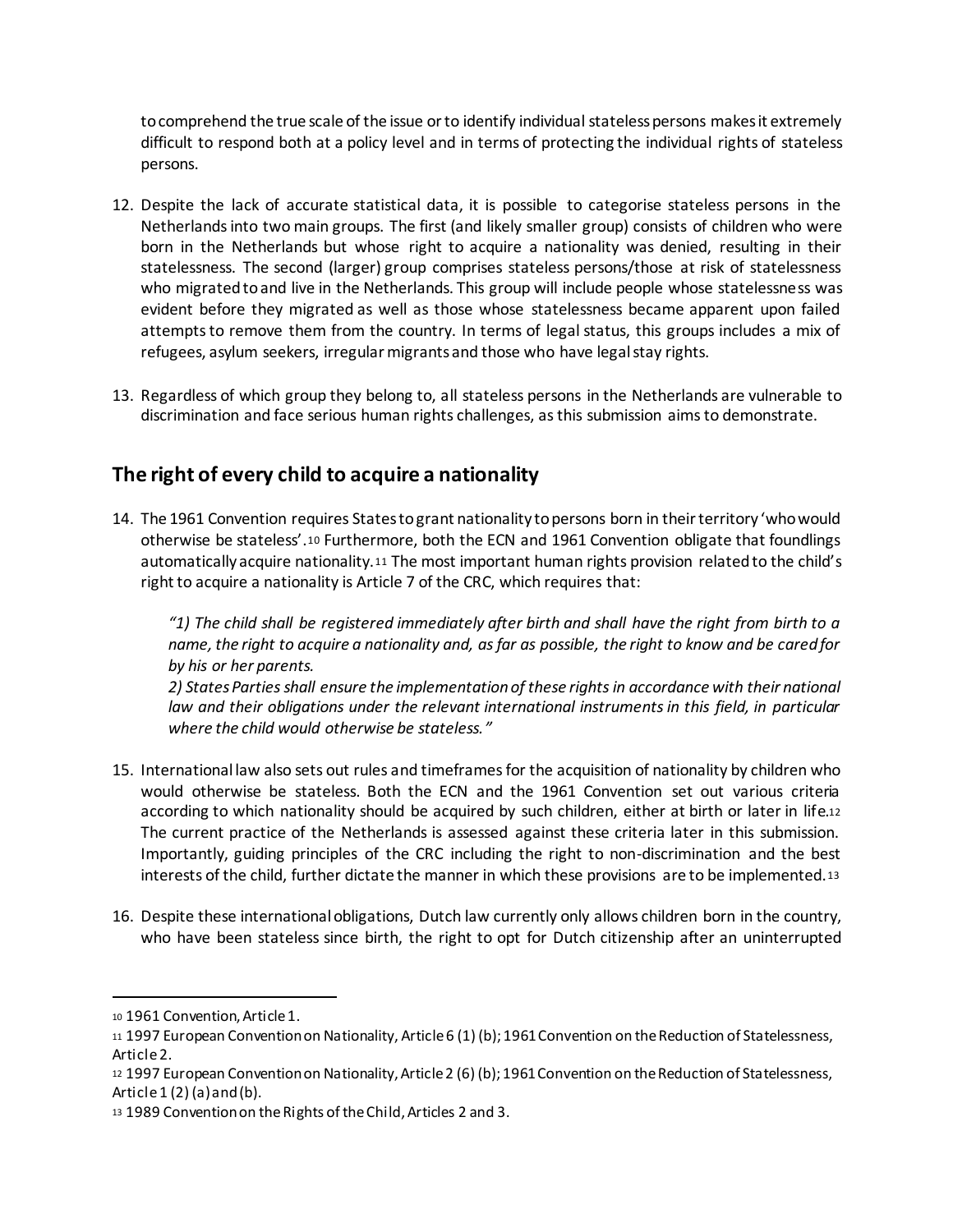to comprehend the true scale of the issue or to identify individual stateless persons makes it extremely difficult to respond both at a policy level and in terms of protecting the individual rights of stateless persons.

12. Despite the lack of accurate statistical data, it is possible to categorise stateless persons in the Netherlands into two main groups. The first (and likely smaller group) consists of children who were born in the Netherlands but whose right to acquire a nationality was denied, resulting in their statelessness. The second (larger) group comprises stateless persons/those at risk of statelessness who migrated to and live in the Netherlands. This group will include people whose statelessness was evident before they migrated as well as those whose statelessness became apparent upon failed attempts to remove them from the country. In terms of legal status, this groups includes a mix of refugees, asylum seekers, irregular migrants and those who have legal stay rights.

13. Regardless of which group they belong to, all stateless persons in the Netherlands are vulnerable to discrimination and face serious human rights challenges, as this submission aims to demonstrate.

## The right of every child to acquire a nationality

14. The 1961 Convention requires States to grant nationality to persons born in their territory 'who would otherwise be stateless'.[10] Furthermore, both the ECN and 1961 Convention obligate that foundlings automatically acquire nationality.[11] The most important human rights provision related to the child's right to acquire a nationality is Article 7 of the CRC, which requires that:

    *"1) The child shall be registered immediately after birth and shall have the right from birth to a name, the right to acquire a nationality and, as far as possible, the right to know and be cared for by his or her parents.*
    *2) States Parties shall ensure the implementation of these rights in accordance with their national law and their obligations under the relevant international instruments in this field, in particular where the child would otherwise be stateless."*

15. International law also sets out rules and timeframes for the acquisition of nationality by children who would otherwise be stateless. Both the ECN and the 1961 Convention set out various criteria according to which nationality should be acquired by such children, either at birth or later in life.[12] The current practice of the Netherlands is assessed against these criteria later in this submission. Importantly, guiding principles of the CRC including the right to non-discrimination and the best interests of the child, further dictate the manner in which these provisions are to be implemented.[13]

16. Despite these international obligations, Dutch law currently only allows children born in the country, who have been stateless since birth, the right to opt for Dutch citizenship after an uninterrupted

---

[10] 1961 Convention, Article 1.

[11] 1997 European Convention on Nationality, Article 6 (1) (b); 1961 Convention on the Reduction of Statelessness, Article 2.

[12] 1997 European Convention on Nationality, Article 2 (6) (b); 1961 Convention on the Reduction of Statelessness, Article 1 (2) (a) and (b).

[13] 1989 Convention on the Rights of the Child, Articles 2 and 3.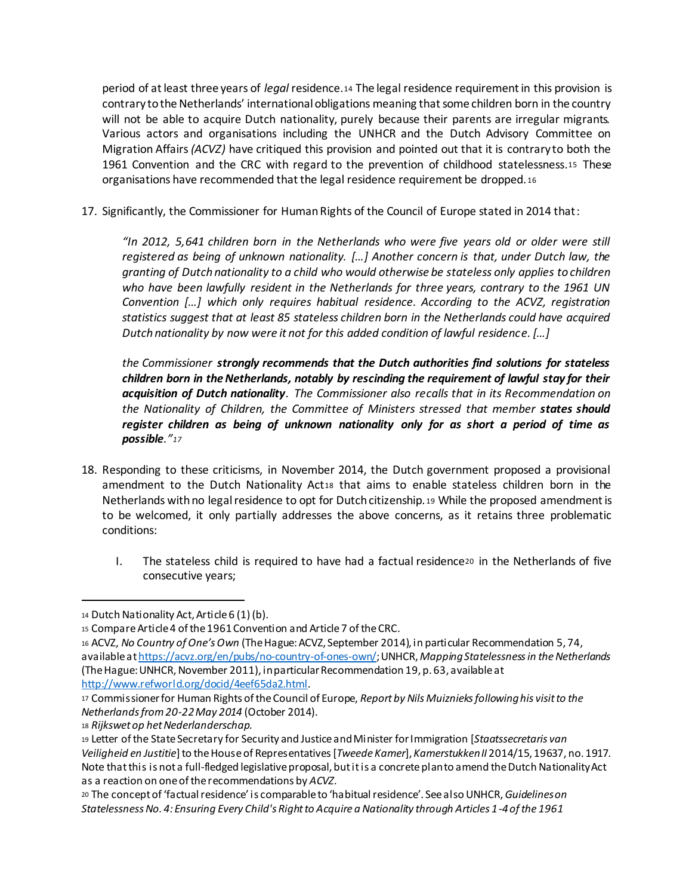period of at least three years of *legal* residence.[14] The legal residence requirement in this provision is contrary to the Netherlands' international obligations meaning that some children born in the country will not be able to acquire Dutch nationality, purely because their parents are irregular migrants. Various actors and organisations including the UNHCR and the Dutch Advisory Committee on Migration Affairs *(ACVZ)* have critiqued this provision and pointed out that it is contrary to both the 1961 Convention and the CRC with regard to the prevention of childhood statelessness.[15] These organisations have recommended that the legal residence requirement be dropped.[16]

17. Significantly, the Commissioner for Human Rights of the Council of Europe stated in 2014 that:

> *"In 2012, 5,641 children born in the Netherlands who were five years old or older were still registered as being of unknown nationality. […] Another concern is that, under Dutch law, the granting of Dutch nationality to a child who would otherwise be stateless only applies to children who have been lawfully resident in the Netherlands for three years, contrary to the 1961 UN Convention […] which only requires habitual residence. According to the ACVZ, registration statistics suggest that at least 85 stateless children born in the Netherlands could have acquired Dutch nationality by now were it not for this added condition of lawful residence. […]*
>
> *the Commissioner* ***strongly recommends that the Dutch authorities find solutions for stateless children born in the Netherlands, notably by rescinding the requirement of lawful stay for their acquisition of Dutch nationality****. The Commissioner also recalls that in its Recommendation on the Nationality of Children, the Committee of Ministers stressed that member* ***states should register children as being of unknown nationality only for as short a period of time as possible****."*[17]

18. Responding to these criticisms, in November 2014, the Dutch government proposed a provisional amendment to the Dutch Nationality Act[18] that aims to enable stateless children born in the Netherlands with no legal residence to opt for Dutch citizenship.[19] While the proposed amendment is to be welcomed, it only partially addresses the above concerns, as it retains three problematic conditions:

    I. The stateless child is required to have had a factual residence[20] in the Netherlands of five consecutive years;

---

[14] Dutch Nationality Act, Article 6 (1) (b).

[15] Compare Article 4 of the 1961 Convention and Article 7 of the CRC.

[16] ACVZ, *No Country of One's Own* (The Hague: ACVZ, September 2014), in particular Recommendation 5, 74, available at https://acvz.org/en/pubs/no-country-of-ones-own/; UNHCR, *Mapping Statelessness in the Netherlands* (The Hague: UNHCR, November 2011), in particular Recommendation 19, p. 63, available at http://www.refworld.org/docid/4eef65da2.html.

[17] Commissioner for Human Rights of the Council of Europe, *Report by Nils Muiznieks following his visit to the Netherlands from 20-22 May 2014* (October 2014).

[18] *Rijkswet op het Nederlanderschap.*

[19] Letter of the State Secretary for Security and Justice and Minister for Immigration [*Staatssecretaris van Veiligheid en Justitie*] to the House of Representatives [*Tweede Kamer*], *Kamerstukken II* 2014/15, 19637, no. 1917. Note that this is not a full-fledged legislative proposal, but it is a concrete plan to amend the Dutch Nationality Act as a reaction on one of the recommendations by *ACVZ*.

[20] The concept of 'factual residence' is comparable to 'habitual residence'. See also UNHCR, *Guidelines on Statelessness No. 4: Ensuring Every Child's Right to Acquire a Nationality through Articles 1-4 of the 1961*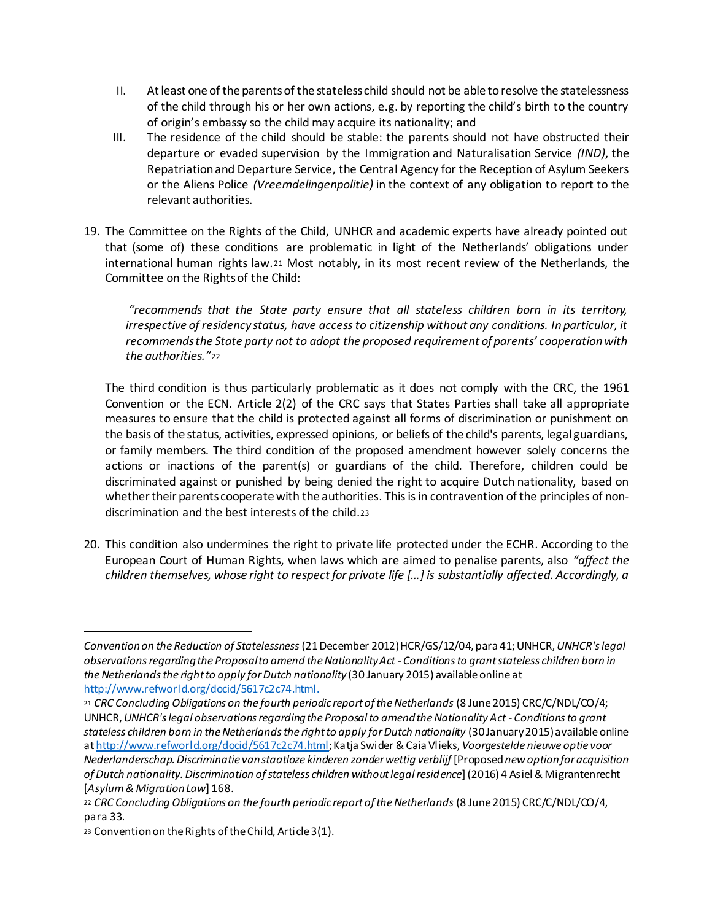II. At least one of the parents of the stateless child should not be able to resolve the statelessness of the child through his or her own actions, e.g. by reporting the child's birth to the country of origin's embassy so the child may acquire its nationality; and

III. The residence of the child should be stable: the parents should not have obstructed their departure or evaded supervision by the Immigration and Naturalisation Service *(IND)*, the Repatriation and Departure Service, the Central Agency for the Reception of Asylum Seekers or the Aliens Police *(Vreemdelingenpolitie)* in the context of any obligation to report to the relevant authorities.

19. The Committee on the Rights of the Child, UNHCR and academic experts have already pointed out that (some of) these conditions are problematic in light of the Netherlands' obligations under international human rights law.[21] Most notably, in its most recent review of the Netherlands, the Committee on the Rights of the Child:

> *"recommends that the State party ensure that all stateless children born in its territory, irrespective of residency status, have access to citizenship without any conditions. In particular, it recommends the State party not to adopt the proposed requirement of parents' cooperation with the authorities."*[22]

The third condition is thus particularly problematic as it does not comply with the CRC, the 1961 Convention or the ECN. Article 2(2) of the CRC says that States Parties shall take all appropriate measures to ensure that the child is protected against all forms of discrimination or punishment on the basis of the status, activities, expressed opinions, or beliefs of the child's parents, legal guardians, or family members. The third condition of the proposed amendment however solely concerns the actions or inactions of the parent(s) or guardians of the child. Therefore, children could be discriminated against or punished by being denied the right to acquire Dutch nationality, based on whether their parents cooperate with the authorities. This is in contravention of the principles of non-discrimination and the best interests of the child.[23]

20. This condition also undermines the right to private life protected under the ECHR. According to the European Court of Human Rights, when laws which are aimed to penalise parents, also *"affect the children themselves, whose right to respect for private life […] is substantially affected. Accordingly, a*

---

*Convention on the Reduction of Statelessness* (21 December 2012) HCR/GS/12/04, para 41; UNHCR, *UNHCR's legal observations regarding the Proposal to amend the Nationality Act - Conditions to grant stateless children born in the Netherlands the right to apply for Dutch nationality* (30 January 2015) available online at http://www.refworld.org/docid/5617c2c74.html.

[21] *CRC Concluding Obligations on the fourth periodic report of the Netherlands* (8 June 2015) CRC/C/NDL/CO/4; UNHCR, *UNHCR's legal observations regarding the Proposal to amend the Nationality Act - Conditions to grant stateless children born in the Netherlands the right to apply for Dutch nationality* (30 January 2015) available online at http://www.refworld.org/docid/5617c2c74.html; Katja Swider & Caia Vlieks, *Voorgestelde nieuwe optie voor Nederlanderschap. Discriminatie van staatloze kinderen zonder wettig verblijf* [Proposed *new option for acquisition of Dutch nationality. Discrimination of stateless children without legal residence*] (2016) 4 Asiel & Migrantenrecht [*Asylum & Migration Law*] 168.

[22] *CRC Concluding Obligations on the fourth periodic report of the Netherlands* (8 June 2015) CRC/C/NDL/CO/4, para 33.

[23] Convention on the Rights of the Child, Article 3(1).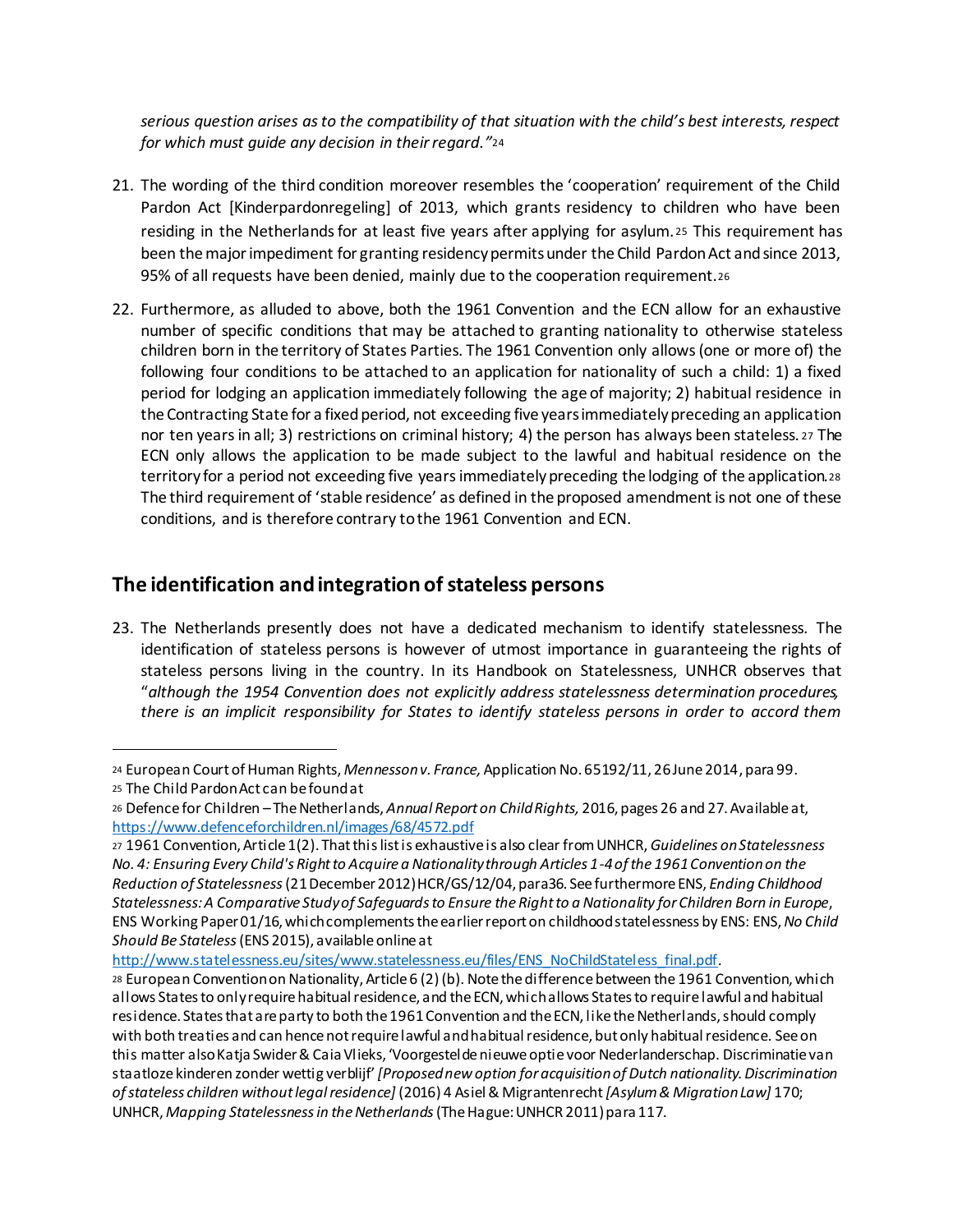*serious question arises as to the compatibility of that situation with the child's best interests, respect for which must guide any decision in their regard."*[24]

21. The wording of the third condition moreover resembles the 'cooperation' requirement of the Child Pardon Act [Kinderpardonregeling] of 2013, which grants residency to children who have been residing in the Netherlands for at least five years after applying for asylum.[25] This requirement has been the major impediment for granting residency permits under the Child Pardon Act and since 2013, 95% of all requests have been denied, mainly due to the cooperation requirement.[26]

22. Furthermore, as alluded to above, both the 1961 Convention and the ECN allow for an exhaustive number of specific conditions that may be attached to granting nationality to otherwise stateless children born in the territory of States Parties. The 1961 Convention only allows (one or more of) the following four conditions to be attached to an application for nationality of such a child: 1) a fixed period for lodging an application immediately following the age of majority; 2) habitual residence in the Contracting State for a fixed period, not exceeding five years immediately preceding an application nor ten years in all; 3) restrictions on criminal history; 4) the person has always been stateless.[27] The ECN only allows the application to be made subject to the lawful and habitual residence on the territory for a period not exceeding five years immediately preceding the lodging of the application.[28] The third requirement of 'stable residence' as defined in the proposed amendment is not one of these conditions, and is therefore contrary to the 1961 Convention and ECN.

## The identification and integration of stateless persons

23. The Netherlands presently does not have a dedicated mechanism to identify statelessness. The identification of stateless persons is however of utmost importance in guaranteeing the rights of stateless persons living in the country. In its Handbook on Statelessness, UNHCR observes that "*although the 1954 Convention does not explicitly address statelessness determination procedures, there is an implicit responsibility for States to identify stateless persons in order to accord them*

---

[24] European Court of Human Rights, *Mennesson v. France,* Application No. 65192/11, 26 June 2014, para 99.

[25] The Child Pardon Act can be found at

[26] Defence for Children – The Netherlands, *Annual Report on Child Rights,* 2016, pages 26 and 27. Available at, https://www.defenceforchildren.nl/images/68/4572.pdf

[27] 1961 Convention, Article 1(2). That this list is exhaustive is also clear from UNHCR, *Guidelines on Statelessness No. 4: Ensuring Every Child's Right to Acquire a Nationality through Articles 1-4 of the 1961 Convention on the Reduction of Statelessness* (21 December 2012) HCR/GS/12/04, para 36. See furthermore ENS, *Ending Childhood Statelessness: A Comparative Study of Safeguards to Ensure the Right to a Nationality for Children Born in Europe*, ENS Working Paper 01/16, which complements the earlier report on childhood statelessness by ENS: ENS, *No Child Should Be Stateless* (ENS 2015), available online at http://www.statelessness.eu/sites/www.statelessness.eu/files/ENS_NoChildStateless_final.pdf.

[28] European Convention on Nationality, Article 6 (2) (b). Note the difference between the 1961 Convention, which allows States to only require habitual residence, and the ECN, which allows States to require lawful and habitual residence. States that are party to both the 1961 Convention and the ECN, like the Netherlands, should comply with both treaties and can hence not require lawful and habitual residence, but only habitual residence. See on this matter also Katja Swider & Caia Vlieks, 'Voorgestelde nieuwe optie voor Nederlanderschap. Discriminatie van staatloze kinderen zonder wettig verblijf' *[Proposed new option for acquisition of Dutch nationality. Discrimination of stateless children without legal residence]* (2016) 4 Asiel & Migrantenrecht *[Asylum & Migration Law]* 170; UNHCR, *Mapping Statelessness in the Netherlands* (The Hague: UNHCR 2011) para 117.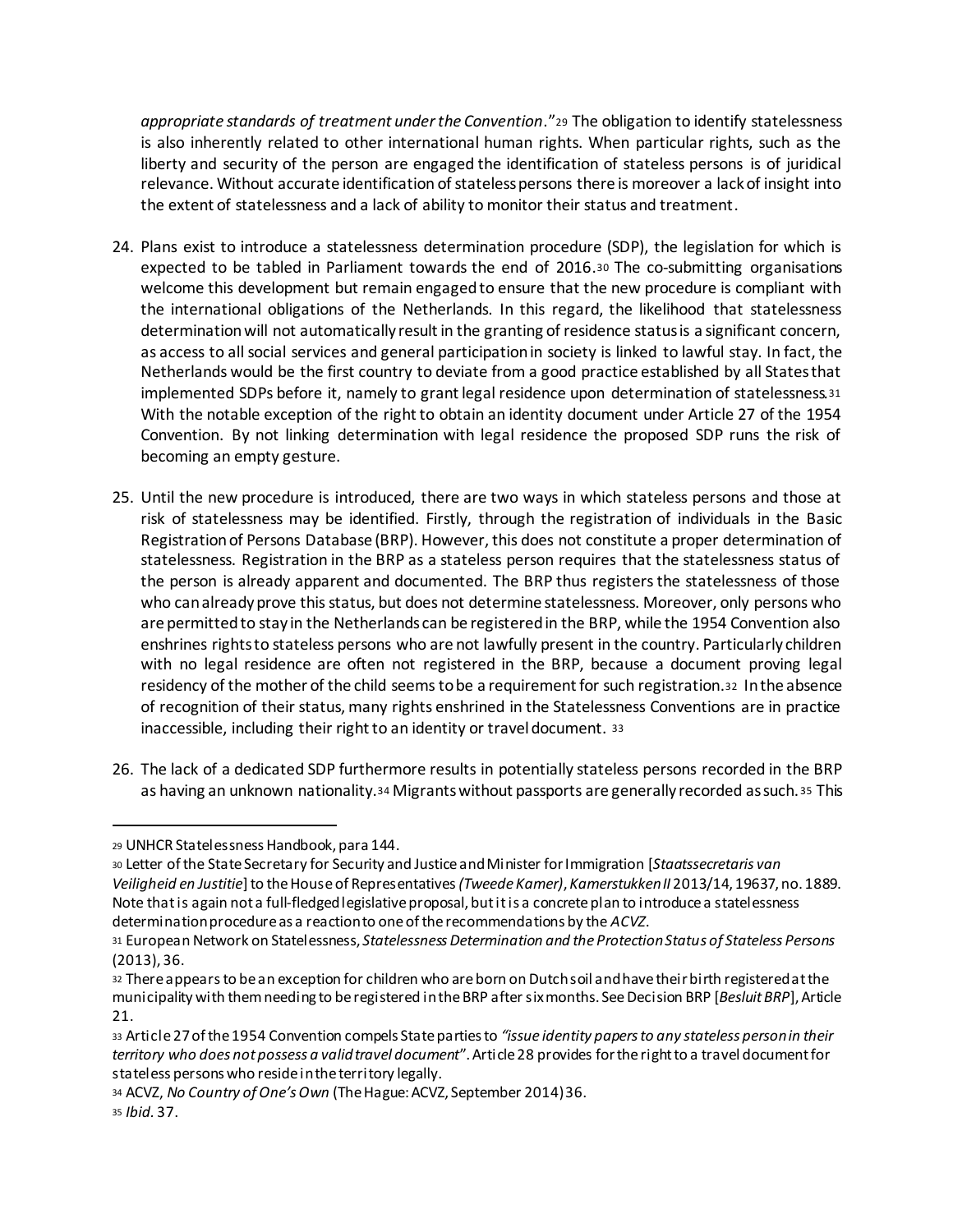*appropriate standards of treatment under the Convention*."[29] The obligation to identify statelessness is also inherently related to other international human rights. When particular rights, such as the liberty and security of the person are engaged the identification of stateless persons is of juridical relevance. Without accurate identification of stateless persons there is moreover a lack of insight into the extent of statelessness and a lack of ability to monitor their status and treatment.

24. Plans exist to introduce a statelessness determination procedure (SDP), the legislation for which is expected to be tabled in Parliament towards the end of 2016.[30] The co-submitting organisations welcome this development but remain engaged to ensure that the new procedure is compliant with the international obligations of the Netherlands. In this regard, the likelihood that statelessness determination will not automatically result in the granting of residence status is a significant concern, as access to all social services and general participation in society is linked to lawful stay. In fact, the Netherlands would be the first country to deviate from a good practice established by all States that implemented SDPs before it, namely to grant legal residence upon determination of statelessness.[31] With the notable exception of the right to obtain an identity document under Article 27 of the 1954 Convention. By not linking determination with legal residence the proposed SDP runs the risk of becoming an empty gesture.

25. Until the new procedure is introduced, there are two ways in which stateless persons and those at risk of statelessness may be identified. Firstly, through the registration of individuals in the Basic Registration of Persons Database (BRP). However, this does not constitute a proper determination of statelessness. Registration in the BRP as a stateless person requires that the statelessness status of the person is already apparent and documented. The BRP thus registers the statelessness of those who can already prove this status, but does not determine statelessness. Moreover, only persons who are permitted to stay in the Netherlands can be registered in the BRP, while the 1954 Convention also enshrines rights to stateless persons who are not lawfully present in the country. Particularly children with no legal residence are often not registered in the BRP, because a document proving legal residency of the mother of the child seems to be a requirement for such registration.[32] In the absence of recognition of their status, many rights enshrined in the Statelessness Conventions are in practice inaccessible, including their right to an identity or travel document. [33]

26. The lack of a dedicated SDP furthermore results in potentially stateless persons recorded in the BRP as having an unknown nationality.[34] Migrants without passports are generally recorded as such.[35] This

---

[29] UNHCR Statelessness Handbook, para 144.

[30] Letter of the State Secretary for Security and Justice and Minister for Immigration [*Staatssecretaris van Veiligheid en Justitie*] to the House of Representatives *(Tweede Kamer)*, *Kamerstukken II* 2013/14, 19637, no. 1889. Note that is again not a full-fledged legislative proposal, but it is a concrete plan to introduce a statelessness determination procedure as a reaction to one of the recommendations by the *ACVZ*.

[31] European Network on Statelessness, *Statelessness Determination and the Protection Status of Stateless Persons* (2013), 36.

[32] There appears to be an exception for children who are born on Dutch soil and have their birth registered at the municipality with them needing to be registered in the BRP after six months. See Decision BRP [*Besluit BRP*], Article 21.

[33] Article 27 of the 1954 Convention compels State parties to *"issue identity papers to any stateless person in their territory who does not possess a valid travel document*". Article 28 provides for the right to a travel document for stateless persons who reside in the territory legally.

[34] ACVZ, *No Country of One's Own* (The Hague: ACVZ, September 2014) 36.

[35] *Ibid*. 37.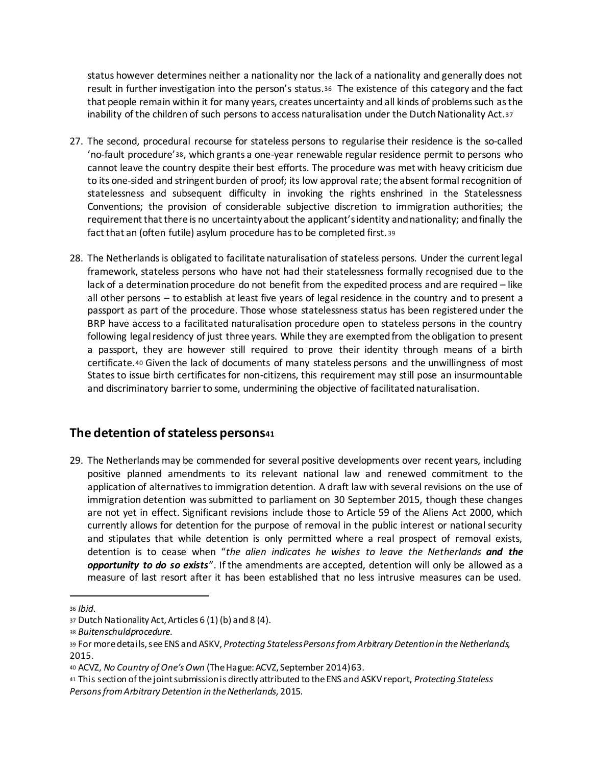status however determines neither a nationality nor the lack of a nationality and generally does not result in further investigation into the person's status.[36] The existence of this category and the fact that people remain within it for many years, creates uncertainty and all kinds of problems such as the inability of the children of such persons to access naturalisation under the Dutch Nationality Act.[37]

27. The second, procedural recourse for stateless persons to regularise their residence is the so-called 'no-fault procedure'[38], which grants a one-year renewable regular residence permit to persons who cannot leave the country despite their best efforts. The procedure was met with heavy criticism due to its one-sided and stringent burden of proof; its low approval rate; the absent formal recognition of statelessness and subsequent difficulty in invoking the rights enshrined in the Statelessness Conventions; the provision of considerable subjective discretion to immigration authorities; the requirement that there is no uncertainty about the applicant's identity and nationality; and finally the fact that an (often futile) asylum procedure has to be completed first.[39]

28. The Netherlands is obligated to facilitate naturalisation of stateless persons. Under the current legal framework, stateless persons who have not had their statelessness formally recognised due to the lack of a determination procedure do not benefit from the expedited process and are required – like all other persons – to establish at least five years of legal residence in the country and to present a passport as part of the procedure. Those whose statelessness status has been registered under the BRP have access to a facilitated naturalisation procedure open to stateless persons in the country following legal residency of just three years. While they are exempted from the obligation to present a passport, they are however still required to prove their identity through means of a birth certificate.[40] Given the lack of documents of many stateless persons and the unwillingness of most States to issue birth certificates for non-citizens, this requirement may still pose an insurmountable and discriminatory barrier to some, undermining the objective of facilitated naturalisation.

## The detention of stateless persons[41]

29. The Netherlands may be commended for several positive developments over recent years, including positive planned amendments to its relevant national law and renewed commitment to the application of alternatives to immigration detention. A draft law with several revisions on the use of immigration detention was submitted to parliament on 30 September 2015, though these changes are not yet in effect. Significant revisions include those to Article 59 of the Aliens Act 2000, which currently allows for detention for the purpose of removal in the public interest or national security and stipulates that while detention is only permitted where a real prospect of removal exists, detention is to cease when "*the alien indicates he wishes to leave the Netherlands **and the opportunity to do so exists***". If the amendments are accepted, detention will only be allowed as a measure of last resort after it has been established that no less intrusive measures can be used.

---

[36] *Ibid*.

[37] Dutch Nationality Act, Articles 6 (1) (b) and 8 (4).

[38] *Buitenschuldprocedure.*

[39] For more details, see ENS and ASKV, *Protecting Stateless Persons from Arbitrary Detention in the Netherlands,* 2015.

[40] ACVZ, *No Country of One's Own* (The Hague: ACVZ, September 2014) 63.

[41] This section of the joint submission is directly attributed to the ENS and ASKV report, *Protecting Stateless Persons from Arbitrary Detention in the Netherlands,* 2015.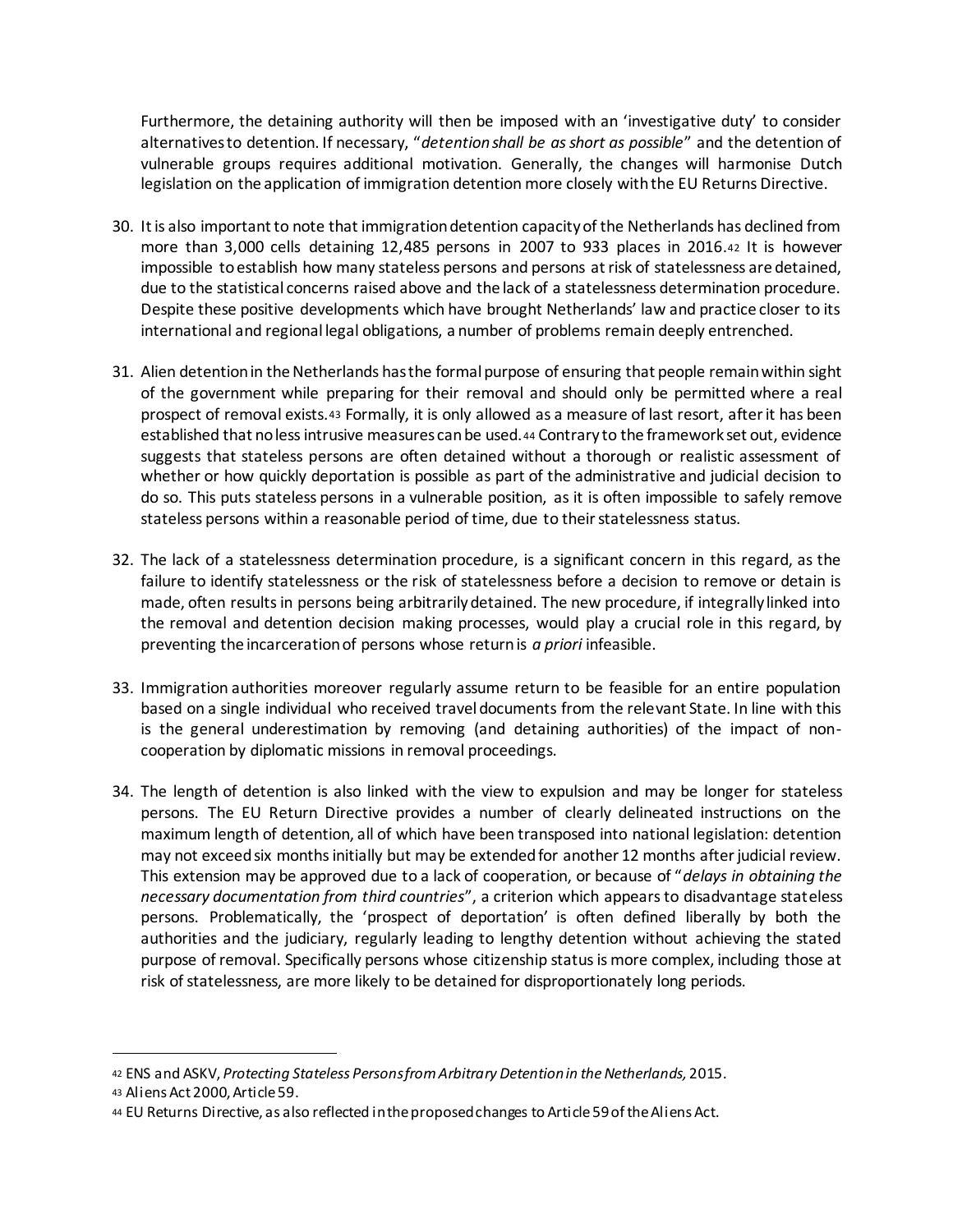Furthermore, the detaining authority will then be imposed with an 'investigative duty' to consider alternatives to detention. If necessary, "*detention shall be as short as possible*" and the detention of vulnerable groups requires additional motivation. Generally, the changes will harmonise Dutch legislation on the application of immigration detention more closely with the EU Returns Directive.

30. It is also important to note that immigration detention capacity of the Netherlands has declined from more than 3,000 cells detaining 12,485 persons in 2007 to 933 places in 2016.[42] It is however impossible to establish how many stateless persons and persons at risk of statelessness are detained, due to the statistical concerns raised above and the lack of a statelessness determination procedure. Despite these positive developments which have brought Netherlands' law and practice closer to its international and regional legal obligations, a number of problems remain deeply entrenched.

31. Alien detention in the Netherlands has the formal purpose of ensuring that people remain within sight of the government while preparing for their removal and should only be permitted where a real prospect of removal exists.[43] Formally, it is only allowed as a measure of last resort, after it has been established that no less intrusive measures can be used.[44] Contrary to the framework set out, evidence suggests that stateless persons are often detained without a thorough or realistic assessment of whether or how quickly deportation is possible as part of the administrative and judicial decision to do so. This puts stateless persons in a vulnerable position, as it is often impossible to safely remove stateless persons within a reasonable period of time, due to their statelessness status.

32. The lack of a statelessness determination procedure, is a significant concern in this regard, as the failure to identify statelessness or the risk of statelessness before a decision to remove or detain is made, often results in persons being arbitrarily detained. The new procedure, if integrally linked into the removal and detention decision making processes, would play a crucial role in this regard, by preventing the incarceration of persons whose return is *a priori* infeasible.

33. Immigration authorities moreover regularly assume return to be feasible for an entire population based on a single individual who received travel documents from the relevant State. In line with this is the general underestimation by removing (and detaining authorities) of the impact of non-cooperation by diplomatic missions in removal proceedings.

34. The length of detention is also linked with the view to expulsion and may be longer for stateless persons. The EU Return Directive provides a number of clearly delineated instructions on the maximum length of detention, all of which have been transposed into national legislation: detention may not exceed six months initially but may be extended for another 12 months after judicial review. This extension may be approved due to a lack of cooperation, or because of "*delays in obtaining the necessary documentation from third countries*", a criterion which appears to disadvantage stateless persons. Problematically, the 'prospect of deportation' is often defined liberally by both the authorities and the judiciary, regularly leading to lengthy detention without achieving the stated purpose of removal. Specifically persons whose citizenship status is more complex, including those at risk of statelessness, are more likely to be detained for disproportionately long periods.

---

[42] ENS and ASKV, *Protecting Stateless Persons from Arbitrary Detention in the Netherlands,* 2015.

[43] Aliens Act 2000, Article 59.

[44] EU Returns Directive, as also reflected in the proposed changes to Article 59 of the Aliens Act.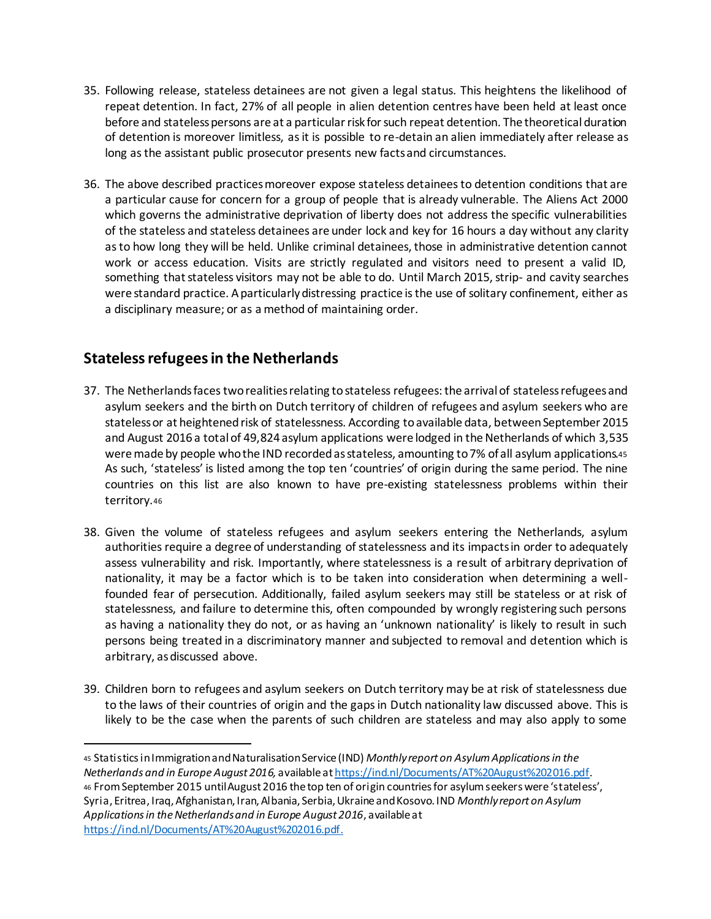35. Following release, stateless detainees are not given a legal status. This heightens the likelihood of repeat detention. In fact, 27% of all people in alien detention centres have been held at least once before and stateless persons are at a particular risk for such repeat detention. The theoretical duration of detention is moreover limitless, as it is possible to re-detain an alien immediately after release as long as the assistant public prosecutor presents new facts and circumstances.

36. The above described practices moreover expose stateless detainees to detention conditions that are a particular cause for concern for a group of people that is already vulnerable. The Aliens Act 2000 which governs the administrative deprivation of liberty does not address the specific vulnerabilities of the stateless and stateless detainees are under lock and key for 16 hours a day without any clarity as to how long they will be held. Unlike criminal detainees, those in administrative detention cannot work or access education. Visits are strictly regulated and visitors need to present a valid ID, something that stateless visitors may not be able to do. Until March 2015, strip- and cavity searches were standard practice. A particularly distressing practice is the use of solitary confinement, either as a disciplinary measure; or as a method of maintaining order.

## Stateless refugees in the Netherlands

37. The Netherlands faces two realities relating to stateless refugees: the arrival of stateless refugees and asylum seekers and the birth on Dutch territory of children of refugees and asylum seekers who are stateless or at heightened risk of statelessness. According to available data, between September 2015 and August 2016 a total of 49,824 asylum applications were lodged in the Netherlands of which 3,535 were made by people who the IND recorded as stateless, amounting to 7% of all asylum applications.[45] As such, 'stateless' is listed among the top ten 'countries' of origin during the same period. The nine countries on this list are also known to have pre-existing statelessness problems within their territory.[46]

38. Given the volume of stateless refugees and asylum seekers entering the Netherlands, asylum authorities require a degree of understanding of statelessness and its impacts in order to adequately assess vulnerability and risk. Importantly, where statelessness is a result of arbitrary deprivation of nationality, it may be a factor which is to be taken into consideration when determining a well-founded fear of persecution. Additionally, failed asylum seekers may still be stateless or at risk of statelessness, and failure to determine this, often compounded by wrongly registering such persons as having a nationality they do not, or as having an 'unknown nationality' is likely to result in such persons being treated in a discriminatory manner and subjected to removal and detention which is arbitrary, as discussed above.

39. Children born to refugees and asylum seekers on Dutch territory may be at risk of statelessness due to the laws of their countries of origin and the gaps in Dutch nationality law discussed above. This is likely to be the case when the parents of such children are stateless and may also apply to some

---

[45] Statistics in Immigration and Naturalisation Service (IND) *Monthly report on Asylum Applications in the Netherlands and in Europe August 2016,* available at https://ind.nl/Documents/AT%20August%202016.pdf.

[46] From September 2015 until August 2016 the top ten of origin countries for asylum seekers were 'stateless', Syria, Eritrea, Iraq, Afghanistan, Iran, Albania, Serbia, Ukraine and Kosovo. IND *Monthly report on Asylum Applications in the Netherlands and in Europe August 2016*, available at https://ind.nl/Documents/AT%20August%202016.pdf.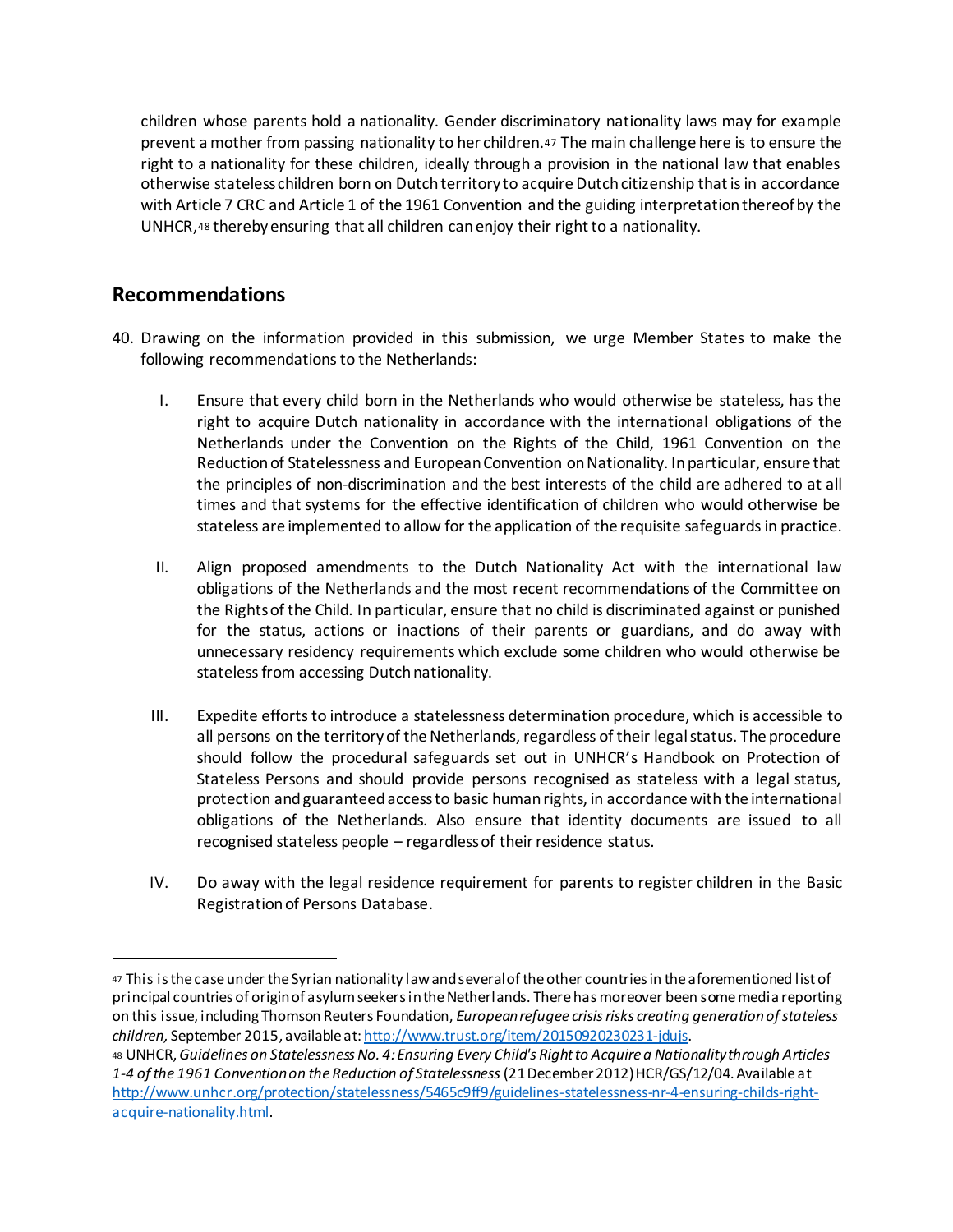children whose parents hold a nationality. Gender discriminatory nationality laws may for example prevent a mother from passing nationality to her children.[47] The main challenge here is to ensure the right to a nationality for these children, ideally through a provision in the national law that enables otherwise stateless children born on Dutch territory to acquire Dutch citizenship that is in accordance with Article 7 CRC and Article 1 of the 1961 Convention and the guiding interpretation thereof by the UNHCR,[48] thereby ensuring that all children can enjoy their right to a nationality.

## Recommendations

40. Drawing on the information provided in this submission, we urge Member States to make the following recommendations to the Netherlands:

    I. Ensure that every child born in the Netherlands who would otherwise be stateless, has the right to acquire Dutch nationality in accordance with the international obligations of the Netherlands under the Convention on the Rights of the Child, 1961 Convention on the Reduction of Statelessness and European Convention on Nationality. In particular, ensure that the principles of non-discrimination and the best interests of the child are adhered to at all times and that systems for the effective identification of children who would otherwise be stateless are implemented to allow for the application of the requisite safeguards in practice.

    II. Align proposed amendments to the Dutch Nationality Act with the international law obligations of the Netherlands and the most recent recommendations of the Committee on the Rights of the Child. In particular, ensure that no child is discriminated against or punished for the status, actions or inactions of their parents or guardians, and do away with unnecessary residency requirements which exclude some children who would otherwise be stateless from accessing Dutch nationality.

    III. Expedite efforts to introduce a statelessness determination procedure, which is accessible to all persons on the territory of the Netherlands, regardless of their legal status. The procedure should follow the procedural safeguards set out in UNHCR's Handbook on Protection of Stateless Persons and should provide persons recognised as stateless with a legal status, protection and guaranteed access to basic human rights, in accordance with the international obligations of the Netherlands. Also ensure that identity documents are issued to all recognised stateless people – regardless of their residence status.

    IV. Do away with the legal residence requirement for parents to register children in the Basic Registration of Persons Database.

---

[47] This is the case under the Syrian nationality law and several of the other countries in the aforementioned list of principal countries of origin of asylum seekers in the Netherlands. There has moreover been some media reporting on this issue, including Thomson Reuters Foundation, *European refugee crisis risks creating generation of stateless children,* September 2015, available at: http://www.trust.org/item/20150920230231-jdujs.

[48] UNHCR, *Guidelines on Statelessness No. 4: Ensuring Every Child's Right to Acquire a Nationality through Articles 1-4 of the 1961 Convention on the Reduction of Statelessness* (21 December 2012) HCR/GS/12/04. Available at http://www.unhcr.org/protection/statelessness/5465c9ff9/guidelines-statelessness-nr-4-ensuring-childs-right-acquire-nationality.html.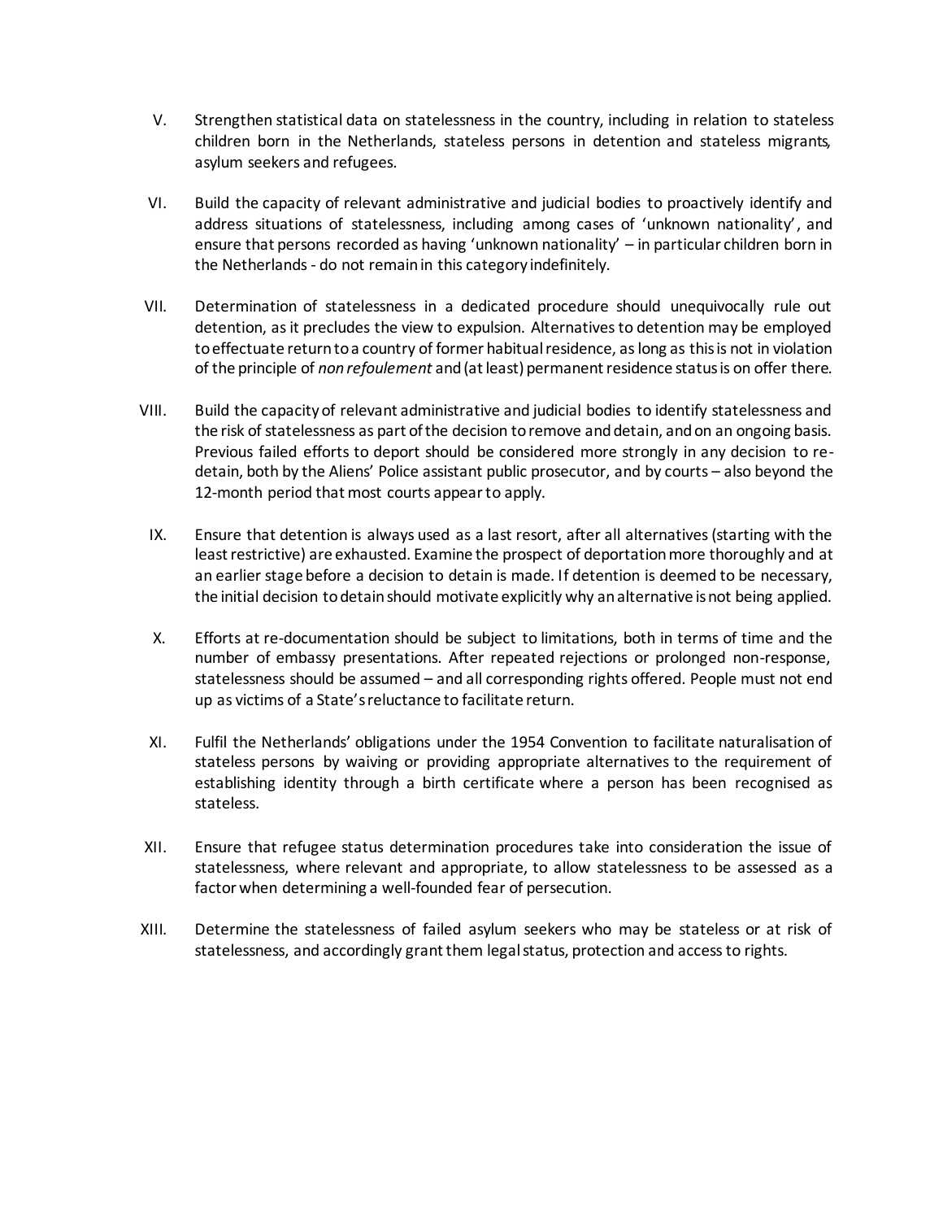V. Strengthen statistical data on statelessness in the country, including in relation to stateless children born in the Netherlands, stateless persons in detention and stateless migrants, asylum seekers and refugees.

VI. Build the capacity of relevant administrative and judicial bodies to proactively identify and address situations of statelessness, including among cases of 'unknown nationality', and ensure that persons recorded as having 'unknown nationality' – in particular children born in the Netherlands - do not remain in this category indefinitely.

VII. Determination of statelessness in a dedicated procedure should unequivocally rule out detention, as it precludes the view to expulsion. Alternatives to detention may be employed to effectuate return to a country of former habitual residence, as long as this is not in violation of the principle of *non refoulement* and (at least) permanent residence status is on offer there.

VIII. Build the capacity of relevant administrative and judicial bodies to identify statelessness and the risk of statelessness as part of the decision to remove and detain, and on an ongoing basis. Previous failed efforts to deport should be considered more strongly in any decision to re-detain, both by the Aliens' Police assistant public prosecutor, and by courts – also beyond the 12-month period that most courts appear to apply.

IX. Ensure that detention is always used as a last resort, after all alternatives (starting with the least restrictive) are exhausted. Examine the prospect of deportation more thoroughly and at an earlier stage before a decision to detain is made. If detention is deemed to be necessary, the initial decision to detain should motivate explicitly why an alternative is not being applied.

X. Efforts at re-documentation should be subject to limitations, both in terms of time and the number of embassy presentations. After repeated rejections or prolonged non-response, statelessness should be assumed – and all corresponding rights offered. People must not end up as victims of a State's reluctance to facilitate return.

XI. Fulfil the Netherlands' obligations under the 1954 Convention to facilitate naturalisation of stateless persons by waiving or providing appropriate alternatives to the requirement of establishing identity through a birth certificate where a person has been recognised as stateless.

XII. Ensure that refugee status determination procedures take into consideration the issue of statelessness, where relevant and appropriate, to allow statelessness to be assessed as a factor when determining a well-founded fear of persecution.

XIII. Determine the statelessness of failed asylum seekers who may be stateless or at risk of statelessness, and accordingly grant them legal status, protection and access to rights.